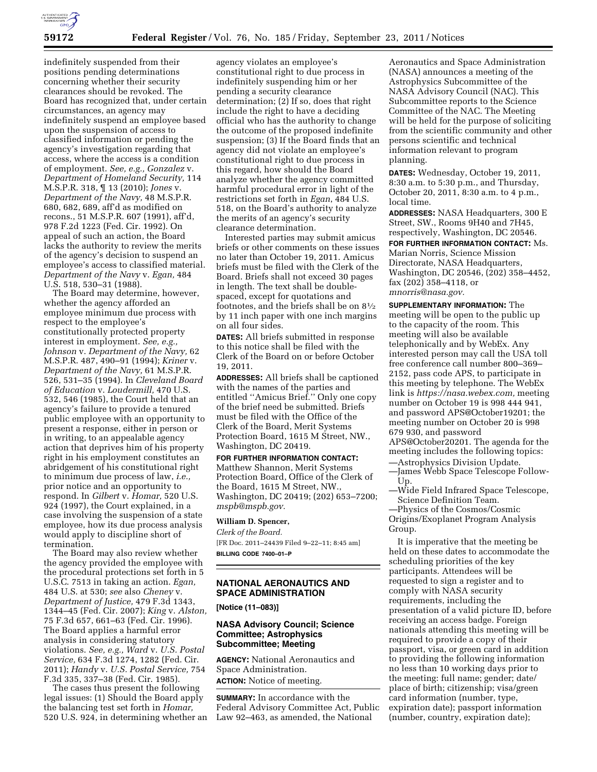indefinitely suspended from their positions pending determinations concerning whether their security clearances should be revoked. The Board has recognized that, under certain circumstances, an agency may indefinitely suspend an employee based upon the suspension of access to classified information or pending the agency's investigation regarding that access, where the access is a condition of employment. *See, e.g., Gonzalez* v. *Department of Homeland Security,* 114 M.S.P.R. 318, ¶ 13 (2010); *Jones* v. *Department of the Navy,* 48 M.S.P.R. 680, 682, 689, aff'd as modified on recons., 51 M.S.P.R. 607 (1991), aff'd, 978 F.2d 1223 (Fed. Cir. 1992). On appeal of such an action, the Board lacks the authority to review the merits of the agency's decision to suspend an employee's access to classified material. *Department of the Navy* v. *Egan,* 484 U.S. 518, 530–31 (1988).

The Board may determine, however, whether the agency afforded an employee minimum due process with respect to the employee's constitutionally protected property interest in employment. *See, e.g., Johnson* v. *Department of the Navy,* 62 M.S.P.R. 487, 490–91 (1994); *Kriner* v. *Department of the Navy,* 61 M.S.P.R. 526, 531–35 (1994). In *Cleveland Board of Education* v. *Loudermill,* 470 U.S. 532, 546 (1985), the Court held that an agency's failure to provide a tenured public employee with an opportunity to present a response, either in person or in writing, to an appealable agency action that deprives him of his property right in his employment constitutes an abridgement of his constitutional right to minimum due process of law, *i.e.,* prior notice and an opportunity to respond. In *Gilbert* v. *Homar,* 520 U.S. 924 (1997), the Court explained, in a case involving the suspension of a state employee, how its due process analysis would apply to discipline short of termination.

The Board may also review whether the agency provided the employee with the procedural protections set forth in 5 U.S.C. 7513 in taking an action. *Egan,* 484 U.S. at 530; *see* also *Cheney* v. *Department of Justice,* 479 F.3d 1343, 1344–45 (Fed. Cir. 2007); *King* v. *Alston,* 75 F.3d 657, 661–63 (Fed. Cir. 1996). The Board applies a harmful error analysis in considering statutory violations. *See, e.g., Ward* v. *U.S. Postal Service,* 634 F.3d 1274, 1282 (Fed. Cir. 2011); *Handy* v. *U.S. Postal Service,* 754 F.3d 335, 337–38 (Fed. Cir. 1985).

The cases thus present the following legal issues: (1) Should the Board apply the balancing test set forth in *Homar,* 520 U.S. 924, in determining whether an agency violates an employee's constitutional right to due process in indefinitely suspending him or her pending a security clearance determination; (2) If so, does that right include the right to have a deciding official who has the authority to change the outcome of the proposed indefinite suspension; (3) If the Board finds that an agency did not violate an employee's constitutional right to due process in this regard, how should the Board analyze whether the agency committed harmful procedural error in light of the restrictions set forth in *Egan*, 484 U.S. 518, on the Board's authority to analyze the merits of an agency's security clearance determination.

Interested parties may submit amicus briefs or other comments on these issues no later than October 19, 2011. Amicus briefs must be filed with the Clerk of the Board. Briefs shall not exceed 30 pages in length. The text shall be double-spaced, except for quotations and footnotes, and the briefs shall be on 8½ by 11 inch paper with one inch margins on all four sides.

**DATES:** All briefs submitted in response to this notice shall be filed with the Clerk of the Board on or before October 19, 2011.

**ADDRESSES:** All briefs shall be captioned with the names of the parties and entitled ''Amicus Brief.'' Only one copy of the brief need be submitted. Briefs must be filed with the Office of the Clerk of the Board, Merit Systems Protection Board, 1615 M Street, NW., Washington, DC 20419.

**FOR FURTHER INFORMATION CONTACT:** Matthew Shannon, Merit Systems Protection Board, Office of the Clerk of the Board, 1615 M Street, NW., Washington, DC 20419; (202) 653–7200; *mspb@mspb.gov.*

**William D. Spencer,**

*Clerk of the Board.*

[FR Doc. 2011–24439 Filed 9–22–11; 8:45 am]

**BILLING CODE 7400–01–P**

## NATIONAL AERONAUTICS AND SPACE ADMINISTRATION

**[Notice (11–083)]**

### NASA Advisory Council; Science Committee; Astrophysics Subcommittee; Meeting

**AGENCY:** National Aeronautics and Space Administration.

**ACTION:** Notice of meeting.

**SUMMARY:** In accordance with the Federal Advisory Committee Act, Public Law 92–463, as amended, the National Aeronautics and Space Administration (NASA) announces a meeting of the Astrophysics Subcommittee of the NASA Advisory Council (NAC). This Subcommittee reports to the Science Committee of the NAC. The Meeting will be held for the purpose of soliciting from the scientific community and other persons scientific and technical information relevant to program planning.

**DATES:** Wednesday, October 19, 2011, 8:30 a.m. to 5:30 p.m., and Thursday, October 20, 2011, 8:30 a.m. to 4 p.m., local time.

**ADDRESSES:** NASA Headquarters, 300 E Street, SW., Rooms 9H40 and 7H45, respectively, Washington, DC 20546.

**FOR FURTHER INFORMATION CONTACT:** Ms. Marian Norris, Science Mission Directorate, NASA Headquarters, Washington, DC 20546, (202) 358–4452, fax (202) 358–4118, or *mnorris@nasa.gov.*

**SUPPLEMENTARY INFORMATION:** The meeting will be open to the public up to the capacity of the room. This meeting will also be available telephonically and by WebEx. Any interested person may call the USA toll free conference call number 800–369–2152, pass code APS, to participate in this meeting by telephone. The WebEx link is *https://nasa.webex.com,* meeting number on October 19 is 998 444 941, and password APS@October19201; the meeting number on October 20 is 998 679 930, and password APS@October20201. The agenda for the meeting includes the following topics:

—Astrophysics Division Update.

—James Webb Space Telescope Follow-Up.

—Wide Field Infrared Space Telescope, Science Definition Team.

—Physics of the Cosmos/Cosmic Origins/Exoplanet Program Analysis Group.

It is imperative that the meeting be held on these dates to accommodate the scheduling priorities of the key participants. Attendees will be requested to sign a register and to comply with NASA security requirements, including the presentation of a valid picture ID, before receiving an access badge. Foreign nationals attending this meeting will be required to provide a copy of their passport, visa, or green card in addition to providing the following information no less than 10 working days prior to the meeting: full name; gender; date/place of birth; citizenship; visa/green card information (number, type, expiration date); passport information (number, country, expiration date);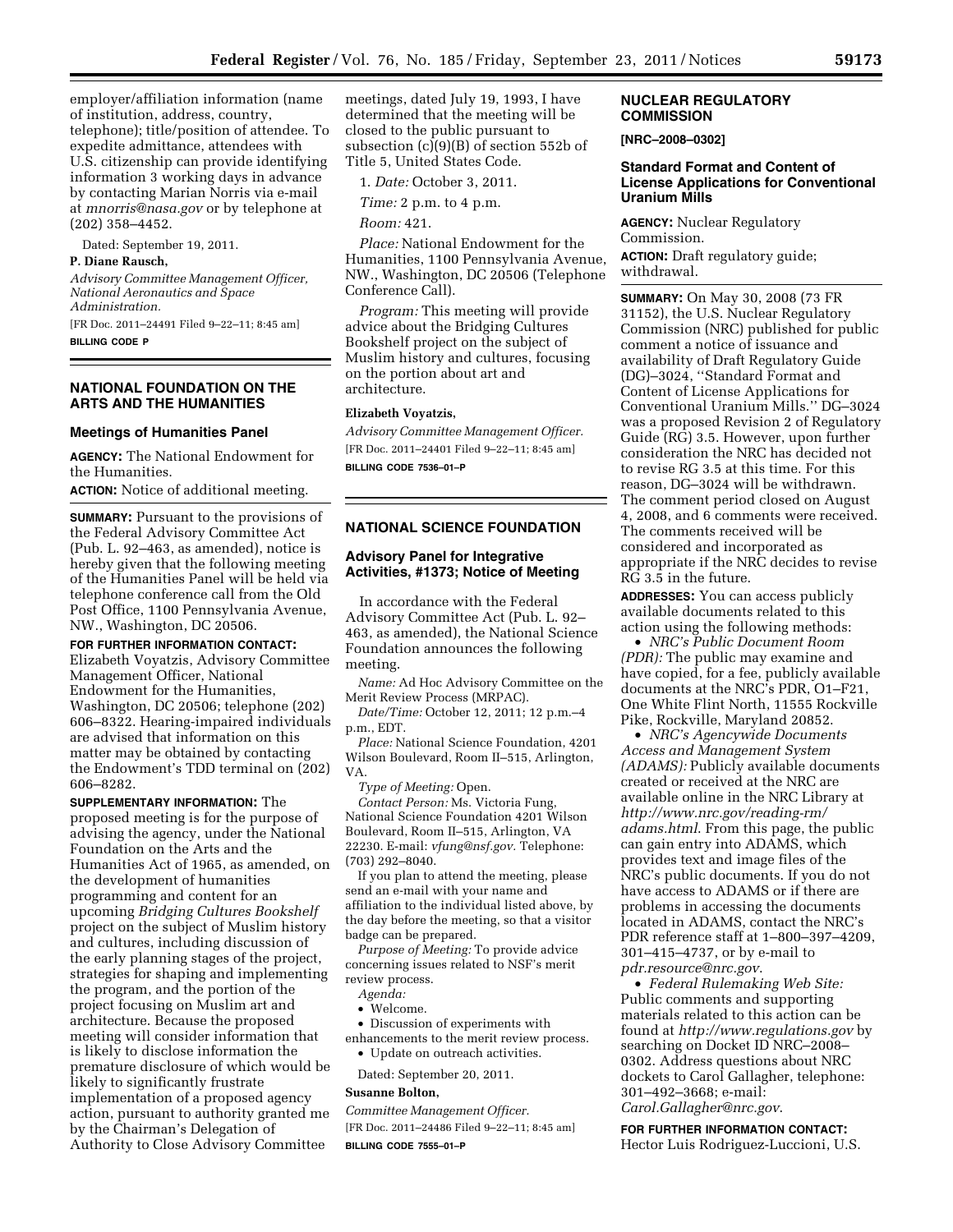employer/affiliation information (name of institution, address, country, telephone); title/position of attendee. To expedite admittance, attendees with U.S. citizenship can provide identifying information 3 working days in advance by contacting Marian Norris via e-mail at *mnorris@nasa.gov* or by telephone at (202) 358–4452.

Dated: September 19, 2011.

**P. Diane Rausch,**

*Advisory Committee Management Officer, National Aeronautics and Space Administration.*

[FR Doc. 2011–24491 Filed 9–22–11; 8:45 am]

**BILLING CODE P**

## NATIONAL FOUNDATION ON THE ARTS AND THE HUMANITIES

### Meetings of Humanities Panel

**AGENCY:** The National Endowment for the Humanities.

**ACTION:** Notice of additional meeting.

**SUMMARY:** Pursuant to the provisions of the Federal Advisory Committee Act (Pub. L. 92–463, as amended), notice is hereby given that the following meeting of the Humanities Panel will be held via telephone conference call from the Old Post Office, 1100 Pennsylvania Avenue, NW., Washington, DC 20506.

**FOR FURTHER INFORMATION CONTACT:** Elizabeth Voyatzis, Advisory Committee Management Officer, National Endowment for the Humanities, Washington, DC 20506; telephone (202) 606–8322. Hearing-impaired individuals are advised that information on this matter may be obtained by contacting the Endowment's TDD terminal on (202) 606–8282.

**SUPPLEMENTARY INFORMATION:** The proposed meeting is for the purpose of advising the agency, under the National Foundation on the Arts and the Humanities Act of 1965, as amended, on the development of humanities programming and content for an upcoming *Bridging Cultures Bookshelf* project on the subject of Muslim history and cultures, including discussion of the early planning stages of the project, strategies for shaping and implementing the program, and the portion of the project focusing on Muslim art and architecture. Because the proposed meeting will consider information that is likely to disclose information the premature disclosure of which would be likely to significantly frustrate implementation of a proposed agency action, pursuant to authority granted me by the Chairman's Delegation of Authority to Close Advisory Committee meetings, dated July 19, 1993, I have determined that the meeting will be closed to the public pursuant to subsection (c)(9)(B) of section 552b of Title 5, United States Code.

1. *Date:* October 3, 2011.

*Time:* 2 p.m. to 4 p.m.

*Room:* 421.

*Place:* National Endowment for the Humanities, 1100 Pennsylvania Avenue, NW., Washington, DC 20506 (Telephone Conference Call).

*Program:* This meeting will provide advice about the Bridging Cultures Bookshelf project on the subject of Muslim history and cultures, focusing on the portion about art and architecture.

**Elizabeth Voyatzis,**

*Advisory Committee Management Officer.*

[FR Doc. 2011–24401 Filed 9–22–11; 8:45 am]

**BILLING CODE 7536–01–P**

## NATIONAL SCIENCE FOUNDATION

### Advisory Panel for Integrative Activities, #1373; Notice of Meeting

In accordance with the Federal Advisory Committee Act (Pub. L. 92–463, as amended), the National Science Foundation announces the following meeting.

*Name:* Ad Hoc Advisory Committee on the Merit Review Process (MRPAC).

*Date/Time:* October 12, 2011; 12 p.m.–4 p.m., EDT.

*Place:* National Science Foundation, 4201 Wilson Boulevard, Room II–515, Arlington, VA.

*Type of Meeting:* Open.

*Contact Person:* Ms. Victoria Fung, National Science Foundation 4201 Wilson Boulevard, Room II–515, Arlington, VA 22230. E-mail: *vfung@nsf.gov.* Telephone: (703) 292–8040.

If you plan to attend the meeting, please send an e-mail with your name and affiliation to the individual listed above, by the day before the meeting, so that a visitor badge can be prepared.

*Purpose of Meeting:* To provide advice concerning issues related to NSF's merit review process.

*Agenda:*

- Welcome.
- Discussion of experiments with enhancements to the merit review process.
- Update on outreach activities.

Dated: September 20, 2011.

**Susanne Bolton,**

*Committee Management Officer.*

[FR Doc. 2011–24486 Filed 9–22–11; 8:45 am]

**BILLING CODE 7555–01–P**

## NUCLEAR REGULATORY COMMISSION

**[NRC–2008–0302]**

### Standard Format and Content of License Applications for Conventional Uranium Mills

**AGENCY:** Nuclear Regulatory Commission.

**ACTION:** Draft regulatory guide; withdrawal.

**SUMMARY:** On May 30, 2008 (73 FR 31152), the U.S. Nuclear Regulatory Commission (NRC) published for public comment a notice of issuance and availability of Draft Regulatory Guide (DG)–3024, ''Standard Format and Content of License Applications for Conventional Uranium Mills.'' DG–3024 was a proposed Revision 2 of Regulatory Guide (RG) 3.5. However, upon further consideration the NRC has decided not to revise RG 3.5 at this time. For this reason, DG–3024 will be withdrawn. The comment period closed on August 4, 2008, and 6 comments were received. The comments received will be considered and incorporated as appropriate if the NRC decides to revise RG 3.5 in the future.

**ADDRESSES:** You can access publicly available documents related to this action using the following methods:

- *NRC's Public Document Room (PDR):* The public may examine and have copied, for a fee, publicly available documents at the NRC's PDR, O1–F21, One White Flint North, 11555 Rockville Pike, Rockville, Maryland 20852.
- *NRC's Agencywide Documents Access and Management System (ADAMS):* Publicly available documents created or received at the NRC are available online in the NRC Library at *http://www.nrc.gov/reading-rm/adams.html*. From this page, the public can gain entry into ADAMS, which provides text and image files of the NRC's public documents. If you do not have access to ADAMS or if there are problems in accessing the documents located in ADAMS, contact the NRC's PDR reference staff at 1–800–397–4209, 301–415–4737, or by e-mail to *pdr.resource@nrc.gov*.
- *Federal Rulemaking Web Site:* Public comments and supporting materials related to this action can be found at *http://www.regulations.gov* by searching on Docket ID NRC–2008–0302. Address questions about NRC dockets to Carol Gallagher, telephone: 301–492–3668; e-mail: *Carol.Gallagher@nrc.gov*.

**FOR FURTHER INFORMATION CONTACT:** Hector Luis Rodriguez-Luccioni, U.S.